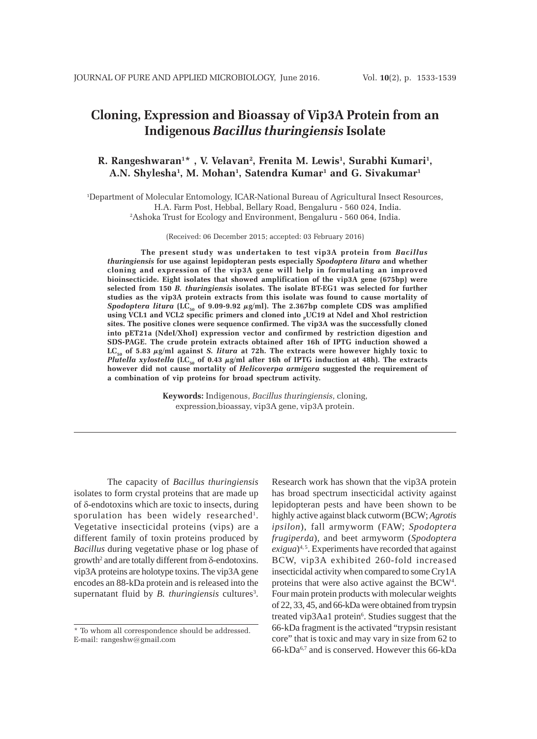# Cloning, Expression and Bioassay of Vip3A Protein from an Indigenous *Bacillus thuringiensis* Isolate

**R. Rangeshwaran[1]\*, V. Velavan[2], Frenita M. Lewis[1], Surabhi Kumari[1], A.N. Shylesha[1], M. Mohan[1], Satendra Kumar[1] and G. Sivakumar[1]**

[1]Department of Molecular Entomology, ICAR-National Bureau of Agricultural Insect Resources, H.A. Farm Post, Hebbal, Bellary Road, Bengaluru - 560 024, India.
[2]Ashoka Trust for Ecology and Environment, Bengaluru - 560 064, India.

(Received: 06 December 2015; accepted: 03 February 2016)

**The present study was undertaken to test vip3A protein from *Bacillus thuringiensis* for use against lepidopteran pests especially *Spodoptera litura* and whether cloning and expression of the vip3A gene will help in formulating an improved bioinsecticide. Eight isolates that showed amplification of the vip3A gene (675bp) were selected from 150 *B. thuringiensis* isolates. The isolate BT-EG1 was selected for further studies as the vip3A protein extracts from this isolate was found to cause mortality of *Spodoptera litura* ($LC_{50}$ of 9.09-9.92 $\mu$g/ml). The 2.367bp complete CDS was amplified using VCL1 and VCL2 specific primers and cloned into $_{p}$UC19 at NdeI and XhoI restriction sites. The positive clones were sequence confirmed. The vip3A was the successfully cloned into pET21a (NdeI/XhoI) expression vector and confirmed by restriction digestion and SDS-PAGE. The crude protein extracts obtained after 16h of IPTG induction showed a $LC_{50}$ of 5.83 $\mu$g/ml against *S. litura* at 72h. The extracts were however highly toxic to *Plutella xylostella* ($LC_{50}$ of 0.43 $\mu$g/ml after 16h of IPTG induction at 48h). The extracts however did not cause mortality of *Helicoverpa armigera* suggested the requirement of a combination of vip proteins for broad spectrum activity.**

**Keywords:** Indigenous, *Bacillus thuringiensis*, cloning, expression,bioassay, vip3A gene, vip3A protein.

---

The capacity of *Bacillus thuringiensis* isolates to form crystal proteins that are made up of δ-endotoxins which are toxic to insects, during sporulation has been widely researched[1]. Vegetative insecticidal proteins (vips) are a different family of toxin proteins produced by *Bacillus* during vegetative phase or log phase of growth[2] and are totally different from δ-endotoxins. vip3A proteins are holotype toxins. The vip3A gene encodes an 88-kDa protein and is released into the supernatant fluid by *B. thuringiensis* cultures[3]. Research work has shown that the vip3A protein has broad spectrum insecticidal activity against lepidopteran pests and have been shown to be highly active against black cutworm (BCW; *Agrotis ipsilon*), fall armyworm (FAW; *Spodoptera frugiperda*), and beet armyworm (*Spodoptera exigua*)[4, 5]. Experiments have recorded that against BCW, vip3A exhibited 260-fold increased insecticidal activity when compared to some Cry1A proteins that were also active against the BCW[4]. Four main protein products with molecular weights of 22, 33, 45, and 66-kDa were obtained from trypsin treated vip3Aa1 protein[6]. Studies suggest that the 66-kDa fragment is the activated "trypsin resistant core" that is toxic and may vary in size from 62 to 66-kDa[6,7] and is conserved. However this 66-kDa

\* To whom all correspondence should be addressed.
E-mail: rangeshw@gmail.com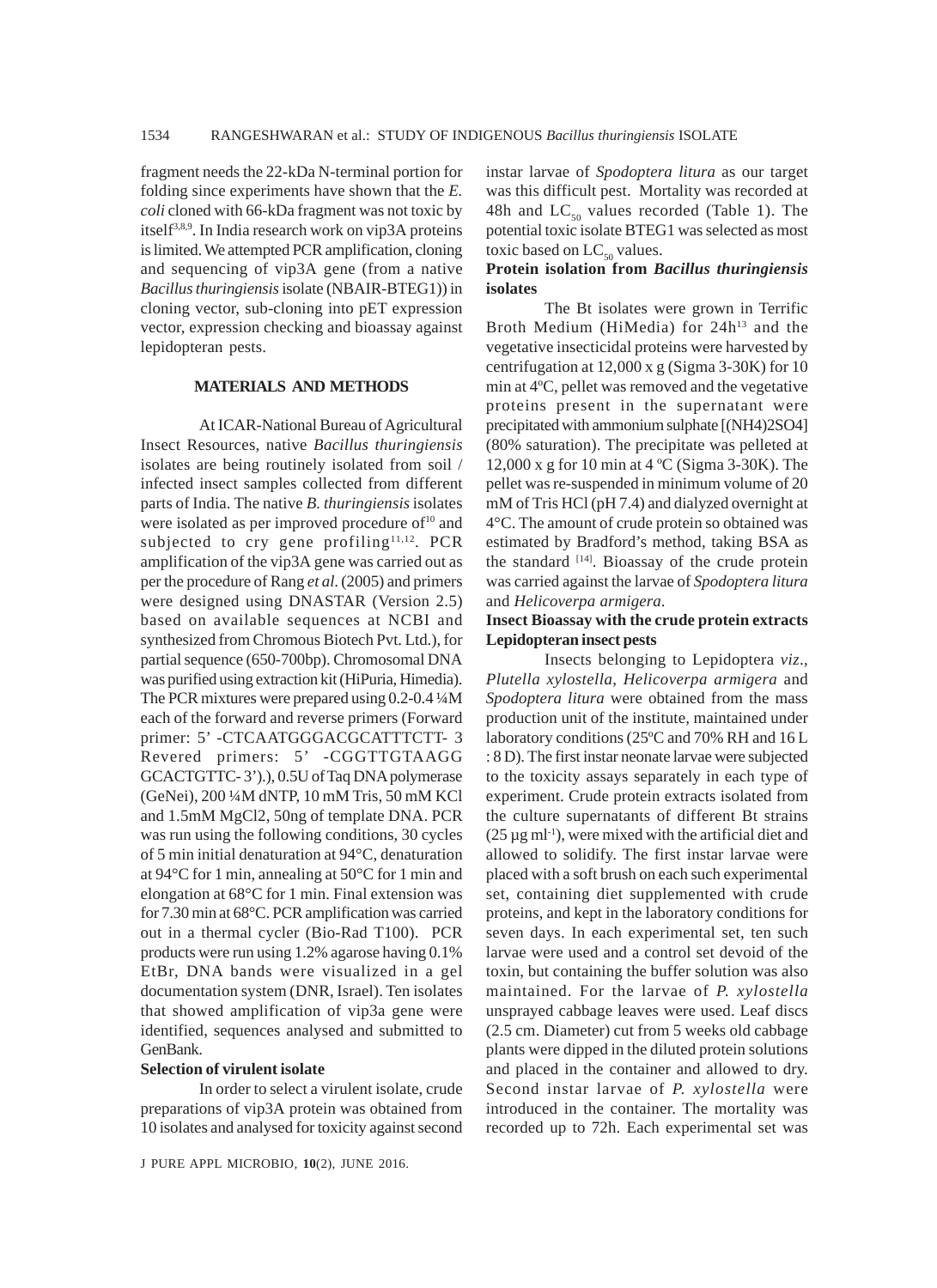fragment needs the 22-kDa N-terminal portion for folding since experiments have shown that the *E. coli* cloned with 66-kDa fragment was not toxic by itself[3,8,9]. In India research work on vip3A proteins is limited. We attempted PCR amplification, cloning and sequencing of vip3A gene (from a native *Bacillus thuringiensis* isolate (NBAIR-BTEG1)) in cloning vector, sub-cloning into pET expression vector, expression checking and bioassay against lepidopteran pests.

## MATERIALS AND METHODS

At ICAR-National Bureau of Agricultural Insect Resources, native *Bacillus thuringiensis* isolates are being routinely isolated from soil / infected insect samples collected from different parts of India. The native *B. thuringiensis* isolates were isolated as per improved procedure of[10] and subjected to cry gene profiling[11,12]. PCR amplification of the vip3A gene was carried out as per the procedure of Rang *et al.* (2005) and primers were designed using DNASTAR (Version 2.5) based on available sequences at NCBI and synthesized from Chromous Biotech Pvt. Ltd.), for partial sequence (650-700bp). Chromosomal DNA was purified using extraction kit (HiPuria, Himedia). The PCR mixtures were prepared using 0.2-0.4 ¼M each of the forward and reverse primers (Forward primer: 5' -CTCAATGGGACGCATTTCTT- 3 Revered primers: 5' -CGGTTGTAAGG GCACTGTTC- 3').), 0.5U of Taq DNA polymerase (GeNei), 200 ¼M dNTP, 10 mM Tris, 50 mM KCl and 1.5mM MgCl2, 50ng of template DNA. PCR was run using the following conditions, 30 cycles of 5 min initial denaturation at 94°C, denaturation at 94°C for 1 min, annealing at 50°C for 1 min and elongation at 68°C for 1 min. Final extension was for 7.30 min at 68°C. PCR amplification was carried out in a thermal cycler (Bio-Rad T100). PCR products were run using 1.2% agarose having 0.1% EtBr, DNA bands were visualized in a gel documentation system (DNR, Israel). Ten isolates that showed amplification of vip3a gene were identified, sequences analysed and submitted to GenBank.

### Selection of virulent isolate

In order to select a virulent isolate, crude preparations of vip3A protein was obtained from 10 isolates and analysed for toxicity against second instar larvae of *Spodoptera litura* as our target was this difficult pest. Mortality was recorded at 48h and $LC_{50}$ values recorded (Table 1). The potential toxic isolate BTEG1 was selected as most toxic based on $LC_{50}$ values.

### Protein isolation from *Bacillus thuringiensis* isolates

The Bt isolates were grown in Terrific Broth Medium (HiMedia) for 24h[13] and the vegetative insecticidal proteins were harvested by centrifugation at 12,000 x g (Sigma 3-30K) for 10 min at 4ºC, pellet was removed and the vegetative proteins present in the supernatant were precipitated with ammonium sulphate [(NH4)2SO4] (80% saturation). The precipitate was pelleted at 12,000 x g for 10 min at 4 ºC (Sigma 3-30K). The pellet was re-suspended in minimum volume of 20 mM of Tris HCl (pH 7.4) and dialyzed overnight at 4°C. The amount of crude protein so obtained was estimated by Bradford's method, taking BSA as the standard [14]. Bioassay of the crude protein was carried against the larvae of *Spodoptera litura* and *Helicoverpa armigera*.

### Insect Bioassay with the crude protein extracts Lepidopteran insect pests

Insects belonging to Lepidoptera *viz*., *Plutella xylostella*, *Helicoverpa armigera* and *Spodoptera litura* were obtained from the mass production unit of the institute, maintained under laboratory conditions (25ºC and 70% RH and 16 L : 8 D). The first instar neonate larvae were subjected to the toxicity assays separately in each type of experiment. Crude protein extracts isolated from the culture supernatants of different Bt strains (25 µg $ml^{-1}$), were mixed with the artificial diet and allowed to solidify. The first instar larvae were placed with a soft brush on each such experimental set, containing diet supplemented with crude proteins, and kept in the laboratory conditions for seven days. In each experimental set, ten such larvae were used and a control set devoid of the toxin, but containing the buffer solution was also maintained. For the larvae of *P. xylostella* unsprayed cabbage leaves were used. Leaf discs (2.5 cm. Diameter) cut from 5 weeks old cabbage plants were dipped in the diluted protein solutions and placed in the container and allowed to dry. Second instar larvae of *P. xylostella* were introduced in the container. The mortality was recorded up to 72h. Each experimental set was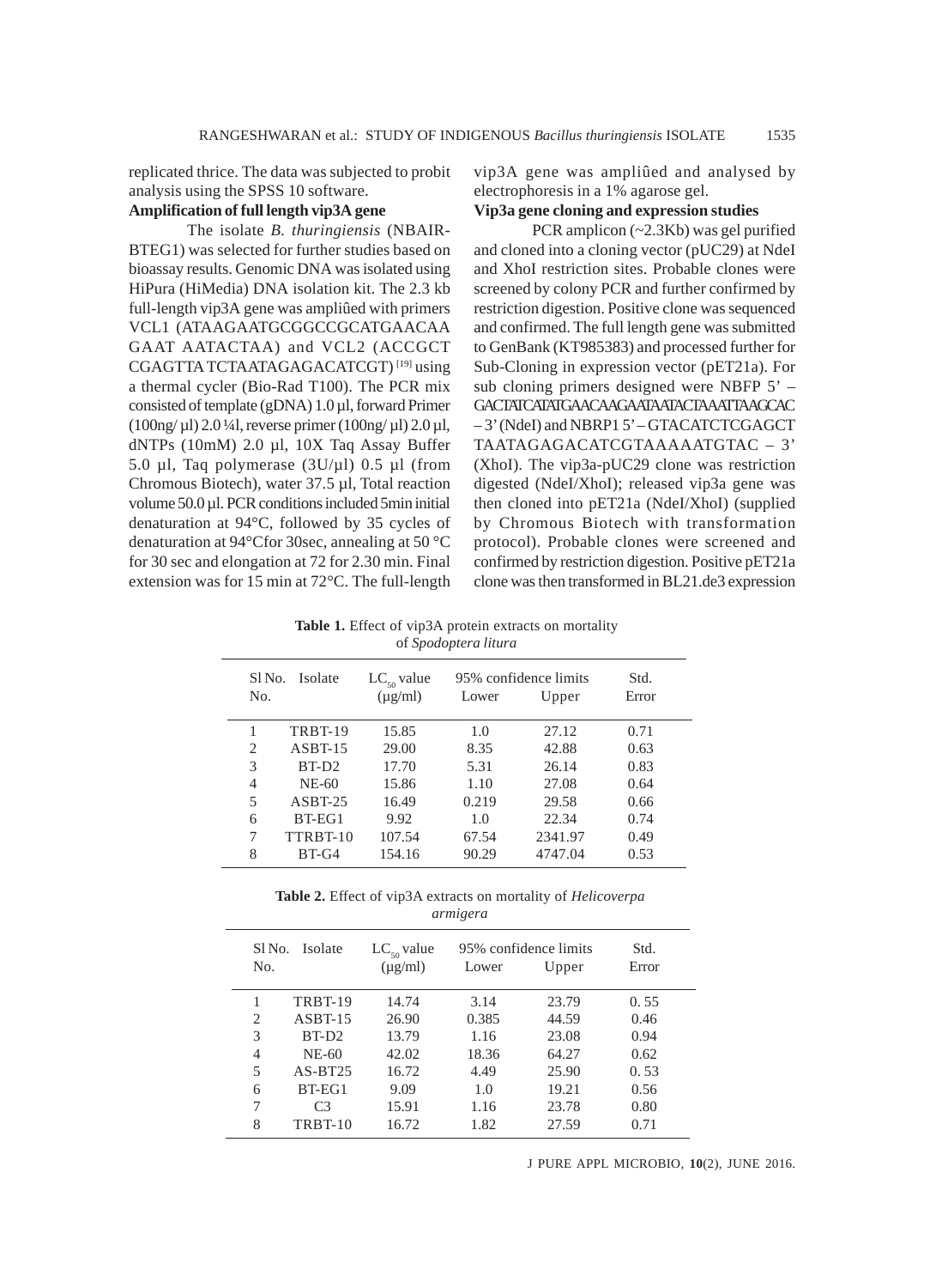replicated thrice. The data was subjected to probit analysis using the SPSS 10 software.

**Amplification of full length vip3A gene**

The isolate *B. thuringiensis* (NBAIR-BTEG1) was selected for further studies based on bioassay results. Genomic DNA was isolated using HiPura (HiMedia) DNA isolation kit. The 2.3 kb full-length vip3A gene was amplified with primers VCL1 (ATAAGAATGCGGCCGCATGAACAA GAAT AATACTAA) and VCL2 (ACCGCT CGAGTTA TCTAATAGAGACATCGT) [19] using a thermal cycler (Bio-Rad T100). The PCR mix consisted of template (gDNA) 1.0 µl, forward Primer (100ng/ µl) 2.0 ¼l, reverse primer (100ng/ µl) 2.0 µl, dNTPs (10mM) 2.0 µl, 10X Taq Assay Buffer 5.0 µl, Taq polymerase (3U/µl) 0.5 µl (from Chromous Biotech), water 37.5 µl, Total reaction volume 50.0 µl. PCR conditions included 5min initial denaturation at 94°C, followed by 35 cycles of denaturation at 94°Cfor 30sec, annealing at 50 °C for 30 sec and elongation at 72 for 2.30 min. Final extension was for 15 min at 72°C. The full-length vip3A gene was amplified and analysed by electrophoresis in a 1% agarose gel.

**Vip3a gene cloning and expression studies**

PCR amplicon (~2.3Kb) was gel purified and cloned into a cloning vector (pUC29) at NdeI and XhoI restriction sites. Probable clones were screened by colony PCR and further confirmed by restriction digestion. Positive clone was sequenced and confirmed. The full length gene was submitted to GenBank (KT985383) and processed further for Sub-Cloning in expression vector (pET21a). For sub cloning primers designed were NBFP 5' – GACTATCATATGAACAAGAATAATACTAAATTAAGCAC – 3' (NdeI) and NBRP1 5' – GTACATCTCGAGCT TAATAGAGACATCGTAAAAATGTAC – 3' (XhoI). The vip3a-pUC29 clone was restriction digested (NdeI/XhoI); released vip3a gene was then cloned into pET21a (NdeI/XhoI) (supplied by Chromous Biotech with transformation protocol). Probable clones were screened and confirmed by restriction digestion. Positive pET21a clone was then transformed in BL21.de3 expression

**Table 1.** Effect of vip3A protein extracts on mortality of *Spodoptera litura*

| Sl No. No. | Isolate | $LC_{50}$ value (µg/ml) | 95% confidence limits Lower | Upper | Std. Error |
|---|---|---|---|---|---|
| 1 | TRBT-19 | 15.85 | 1.0 | 27.12 | 0.71 |
| 2 | ASBT-15 | 29.00 | 8.35 | 42.88 | 0.63 |
| 3 | BT-D2 | 17.70 | 5.31 | 26.14 | 0.83 |
| 4 | NE-60 | 15.86 | 1.10 | 27.08 | 0.64 |
| 5 | ASBT-25 | 16.49 | 0.219 | 29.58 | 0.66 |
| 6 | BT-EG1 | 9.92 | 1.0 | 22.34 | 0.74 |
| 7 | TTRBT-10 | 107.54 | 67.54 | 2341.97 | 0.49 |
| 8 | BT-G4 | 154.16 | 90.29 | 4747.04 | 0.53 |

**Table 2.** Effect of vip3A extracts on mortality of *Helicoverpa armigera*

| Sl No. No. | Isolate | $LC_{50}$ value (µg/ml) | 95% confidence limits Lower | Upper | Std. Error |
|---|---|---|---|---|---|
| 1 | TRBT-19 | 14.74 | 3.14 | 23.79 | 0. 55 |
| 2 | ASBT-15 | 26.90 | 0.385 | 44.59 | 0.46 |
| 3 | BT-D2 | 13.79 | 1.16 | 23.08 | 0.94 |
| 4 | NE-60 | 42.02 | 18.36 | 64.27 | 0.62 |
| 5 | AS-BT25 | 16.72 | 4.49 | 25.90 | 0. 53 |
| 6 | BT-EG1 | 9.09 | 1.0 | 19.21 | 0.56 |
| 7 | C3 | 15.91 | 1.16 | 23.78 | 0.80 |
| 8 | TRBT-10 | 16.72 | 1.82 | 27.59 | 0.71 |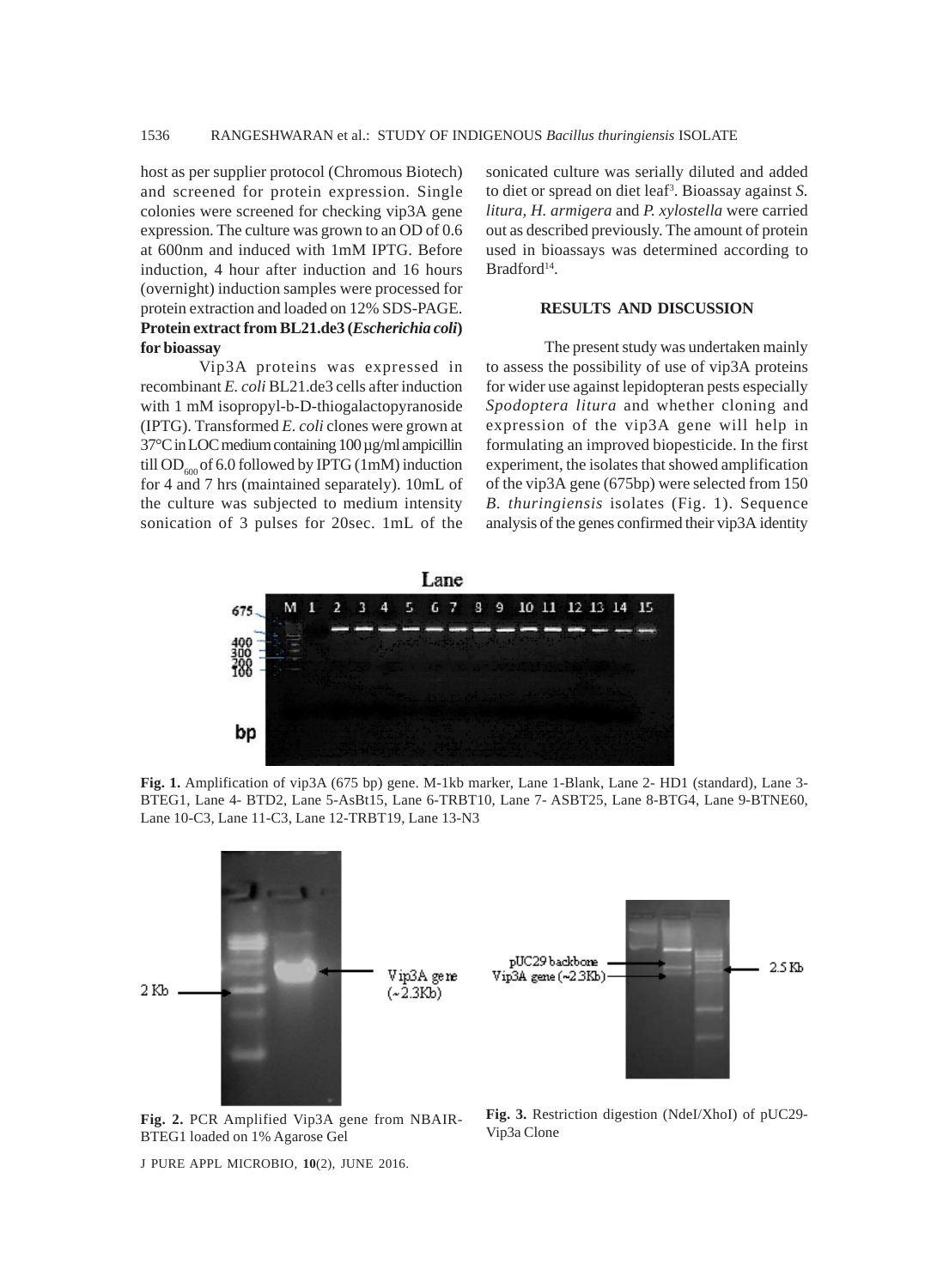host as per supplier protocol (Chromous Biotech) and screened for protein expression. Single colonies were screened for checking vip3A gene expression. The culture was grown to an OD of 0.6 at 600nm and induced with 1mM IPTG. Before induction, 4 hour after induction and 16 hours (overnight) induction samples were processed for protein extraction and loaded on 12% SDS-PAGE.

**Protein extract from BL21.de3 (*Escherichia coli*) for bioassay**

Vip3A proteins was expressed in recombinant *E. coli* BL21.de3 cells after induction with 1 mM isopropyl-b-D-thiogalactopyranoside (IPTG). Transformed *E. coli* clones were grown at 37°C in LOC medium containing 100 µg/ml ampicillin till $OD_{600}$ of 6.0 followed by IPTG (1mM) induction for 4 and 7 hrs (maintained separately). 10mL of the culture was subjected to medium intensity sonication of 3 pulses for 20sec. 1mL of the sonicated culture was serially diluted and added to diet or spread on diet leaf[3]. Bioassay against *S. litura, H. armigera* and *P. xylostella* were carried out as described previously. The amount of protein used in bioassays was determined according to Bradford[14].

## RESULTS AND DISCUSSION

The present study was undertaken mainly to assess the possibility of use of vip3A proteins for wider use against lepidopteran pests especially *Spodoptera litura* and whether cloning and expression of the vip3A gene will help in formulating an improved biopesticide. In the first experiment, the isolates that showed amplification of the vip3A gene (675bp) were selected from 150 *B. thuringiensis* isolates (Fig. 1). Sequence analysis of the genes confirmed their vip3A identity

**Fig. 1.** Amplification of vip3A (675 bp) gene. M-1kb marker, Lane 1-Blank, Lane 2- HD1 (standard), Lane 3-BTEG1, Lane 4- BTD2, Lane 5-AsBt15, Lane 6-TRBT10, Lane 7- ASBT25, Lane 8-BTG4, Lane 9-BTNE60, Lane 10-C3, Lane 11-C3, Lane 12-TRBT19, Lane 13-N3

**Fig. 2.** PCR Amplified Vip3A gene from NBAIR-BTEG1 loaded on 1% Agarose Gel

**Fig. 3.** Restriction digestion (NdeI/XhoI) of pUC29-Vip3a Clone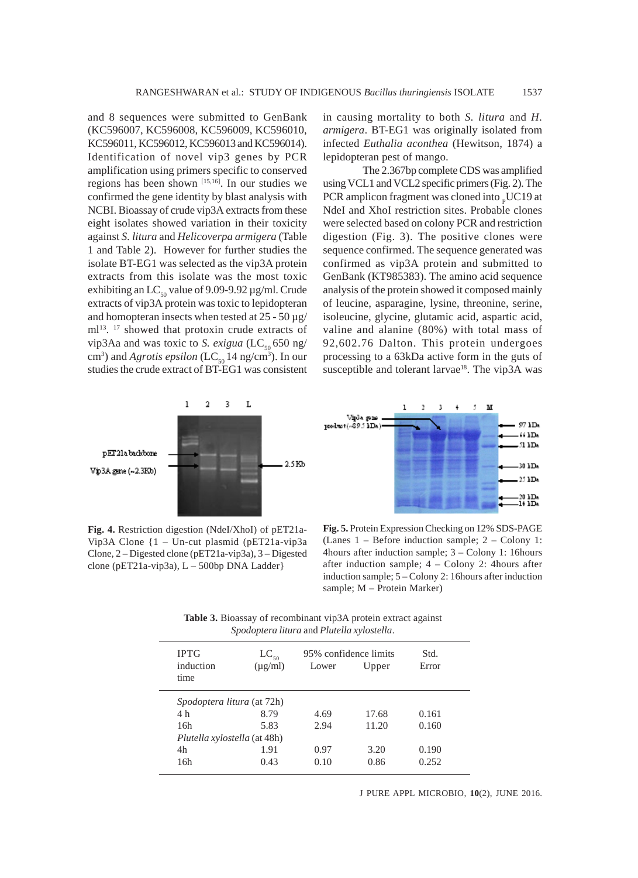and 8 sequences were submitted to GenBank (KC596007, KC596008, KC596009, KC596010, KC596011, KC596012, KC596013 and KC596014). Identification of novel vip3 genes by PCR amplification using primers specific to conserved regions has been shown [15,16]. In our studies we confirmed the gene identity by blast analysis with NCBI. Bioassay of crude vip3A extracts from these eight isolates showed variation in their toxicity against *S. litura* and *Helicoverpa armigera* (Table 1 and Table 2). However for further studies the isolate BT-EG1 was selected as the vip3A protein extracts from this isolate was the most toxic exhibiting an $LC_{50}$ value of 9.09-9.92 µg/ml. Crude extracts of vip3A protein was toxic to lepidopteran and homopteran insects when tested at 25 - 50 µg/ml[13]. [17] showed that protoxin crude extracts of vip3Aa and was toxic to *S. exigua* ($LC_{50}$ 650 ng/cm$^3$) and *Agrotis epsilon* ($LC_{50}$ 14 ng/cm$^3$). In our studies the crude extract of BT-EG1 was consistent in causing mortality to both *S. litura* and *H. armigera*. BT-EG1 was originally isolated from infected *Euthalia aconthea* (Hewitson, 1874) a lepidopteran pest of mango.

The 2.367bp complete CDS was amplified using VCL1 and VCL2 specific primers (Fig. 2). The PCR amplicon fragment was cloned into $_p$UC19 at NdeI and XhoI restriction sites. Probable clones were selected based on colony PCR and restriction digestion (Fig. 3). The positive clones were sequence confirmed. The sequence generated was confirmed as vip3A protein and submitted to GenBank (KT985383). The amino acid sequence analysis of the protein showed it composed mainly of leucine, asparagine, lysine, threonine, serine, isoleucine, glycine, glutamic acid, aspartic acid, valine and alanine (80%) with total mass of 92,602.76 Dalton. This protein undergoes processing to a 63kDa active form in the guts of susceptible and tolerant larvae[18]. The vip3A was

**Fig. 4.** Restriction digestion (NdeI/XhoI) of pET21a-Vip3A Clone {1 – Un-cut plasmid (pET21a-vip3a Clone, 2 – Digested clone (pET21a-vip3a), 3 – Digested clone (pET21a-vip3a), L – 500bp DNA Ladder}

**Fig. 5.** Protein Expression Checking on 12% SDS-PAGE (Lanes 1 – Before induction sample; 2 – Colony 1: 4hours after induction sample; 3 – Colony 1: 16hours after induction sample; 4 – Colony 2: 4hours after induction sample; 5 – Colony 2: 16hours after induction sample; M – Protein Marker)

**Table 3.** Bioassay of recombinant vip3A protein extract against *Spodoptera litura* and *Plutella xylostella*.

| IPTG induction time | $LC_{50}$ (µg/ml) | 95% confidence limits Lower | Upper | Std. Error |
|---|---|---|---|---|
| *Spodoptera litura* (at 72h) | | | | |
| 4 h | 8.79 | 4.69 | 17.68 | 0.161 |
| 16h | 5.83 | 2.94 | 11.20 | 0.160 |
| *Plutella xylostella* (at 48h) | | | | |
| 4h | 1.91 | 0.97 | 3.20 | 0.190 |
| 16h | 0.43 | 0.10 | 0.86 | 0.252 |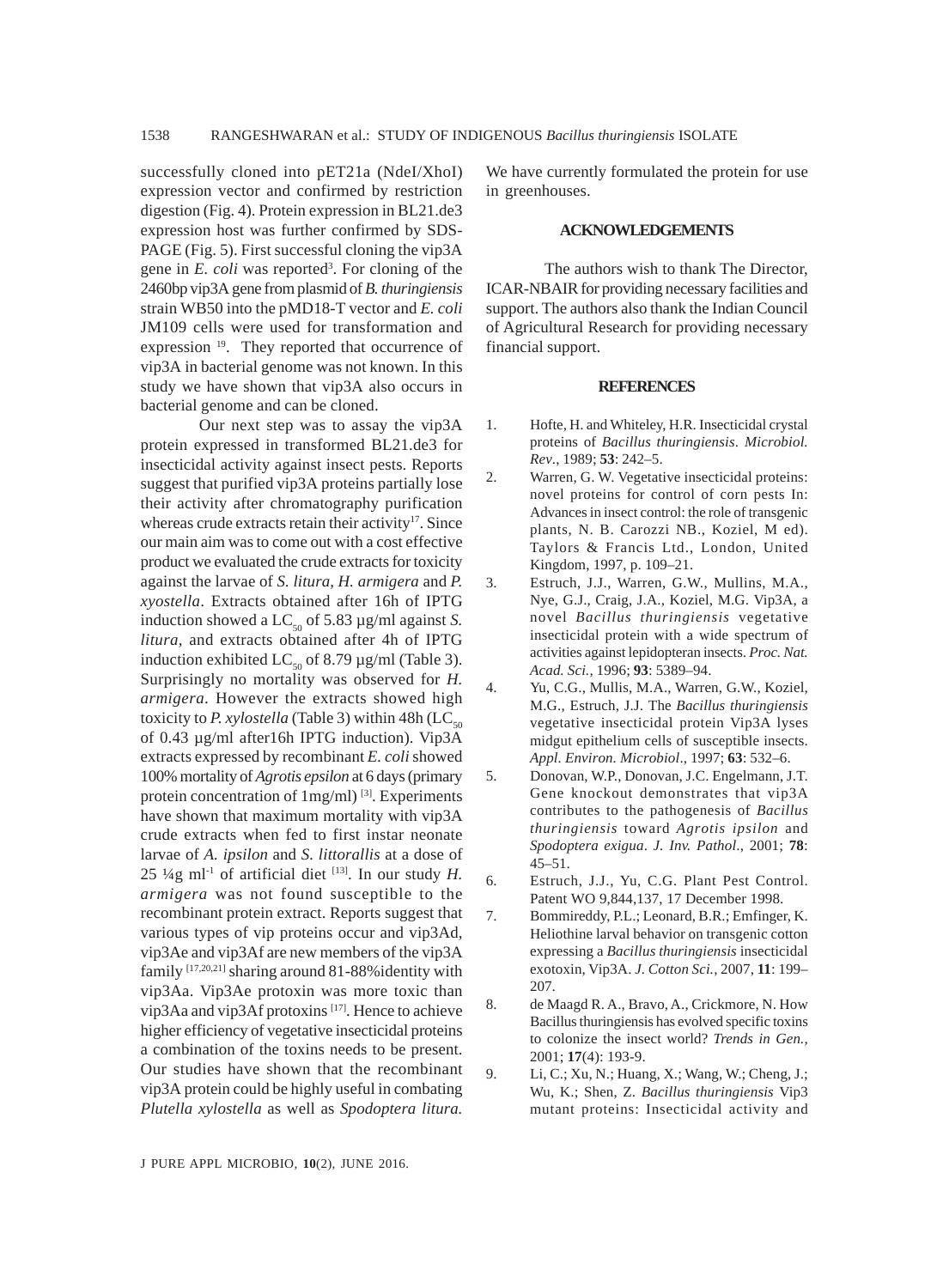successfully cloned into pET21a (NdeI/XhoI) expression vector and confirmed by restriction digestion (Fig. 4). Protein expression in BL21.de3 expression host was further confirmed by SDS-PAGE (Fig. 5). First successful cloning the vip3A gene in *E. coli* was reported[3]. For cloning of the 2460bp vip3A gene from plasmid of *B. thuringiensis* strain WB50 into the pMD18-T vector and *E. coli* JM109 cells were used for transformation and expression [19]. They reported that occurrence of vip3A in bacterial genome was not known. In this study we have shown that vip3A also occurs in bacterial genome and can be cloned.

Our next step was to assay the vip3A protein expressed in transformed BL21.de3 for insecticidal activity against insect pests. Reports suggest that purified vip3A proteins partially lose their activity after chromatography purification whereas crude extracts retain their activity[17]. Since our main aim was to come out with a cost effective product we evaluated the crude extracts for toxicity against the larvae of *S. litura*, *H. armigera* and *P. xyostella*. Extracts obtained after 16h of IPTG induction showed a $LC_{50}$ of 5.83 µg/ml against *S. litura*, and extracts obtained after 4h of IPTG induction exhibited $LC_{50}$ of 8.79 µg/ml (Table 3). Surprisingly no mortality was observed for *H. armigera*. However the extracts showed high toxicity to *P. xylostella* (Table 3) within 48h ($LC_{50}$ of 0.43 µg/ml after16h IPTG induction). Vip3A extracts expressed by recombinant *E. coli* showed 100% mortality of *Agrotis epsilon* at 6 days (primary protein concentration of 1mg/ml) [3]. Experiments have shown that maximum mortality with vip3A crude extracts when fed to first instar neonate larvae of *A. ipsilon* and *S. littorallis* at a dose of 25 ¼g $ml^{-1}$ of artificial diet [13]. In our study *H. armigera* was not found susceptible to the recombinant protein extract. Reports suggest that various types of vip proteins occur and vip3Ad, vip3Ae and vip3Af are new members of the vip3A family [17,20,21] sharing around 81-88%identity with vip3Aa. Vip3Ae protoxin was more toxic than vip3Aa and vip3Af protoxins [17]. Hence to achieve higher efficiency of vegetative insecticidal proteins a combination of the toxins needs to be present. Our studies have shown that the recombinant vip3A protein could be highly useful in combating *Plutella xylostella* as well as *Spodoptera litura.* We have currently formulated the protein for use in greenhouses.

## ACKNOWLEDGEMENTS

The authors wish to thank The Director, ICAR-NBAIR for providing necessary facilities and support. The authors also thank the Indian Council of Agricultural Research for providing necessary financial support.

## REFERENCES

1. Hofte, H. and Whiteley, H.R. Insecticidal crystal proteins of *Bacillus thuringiensis*. *Microbiol. Rev*., 1989; **53**: 242–5.
2. Warren, G. W. Vegetative insecticidal proteins: novel proteins for control of corn pests In: Advances in insect control: the role of transgenic plants, N. B. Carozzi NB., Koziel, M ed). Taylors & Francis Ltd., London, United Kingdom, 1997, p. 109–21.
3. Estruch, J.J., Warren, G.W., Mullins, M.A., Nye, G.J., Craig, J.A., Koziel, M.G. Vip3A, a novel *Bacillus thuringiensis* vegetative insecticidal protein with a wide spectrum of activities against lepidopteran insects. *Proc. Nat. Acad. Sci.*, 1996; **93**: 5389–94.
4. Yu, C.G., Mullis, M.A., Warren, G.W., Koziel, M.G., Estruch, J.J. The *Bacillus thuringiensis* vegetative insecticidal protein Vip3A lyses midgut epithelium cells of susceptible insects. *Appl. Environ. Microbiol*., 1997; **63**: 532–6.
5. Donovan, W.P., Donovan, J.C. Engelmann, J.T. Gene knockout demonstrates that vip3A contributes to the pathogenesis of *Bacillus thuringiensis* toward *Agrotis ipsilon* and *Spodoptera exigua*. *J. Inv. Pathol*., 2001; **78**: 45–51.
6. Estruch, J.J., Yu, C.G. Plant Pest Control. Patent WO 9,844,137, 17 December 1998.
7. Bommireddy, P.L.; Leonard, B.R.; Emfinger, K. Heliothine larval behavior on transgenic cotton expressing a *Bacillus thuringiensis* insecticidal exotoxin, Vip3A. *J. Cotton Sci.*, 2007, **11**: 199–207.
8. de Maagd R. A., Bravo, A., Crickmore, N. How Bacillus thuringiensis has evolved specific toxins to colonize the insect world? *Trends in Gen.,* 2001; **17**(4): 193-9.
9. Li, C.; Xu, N.; Huang, X.; Wang, W.; Cheng, J.; Wu, K.; Shen, Z. *Bacillus thuringiensis* Vip3 mutant proteins: Insecticidal activity and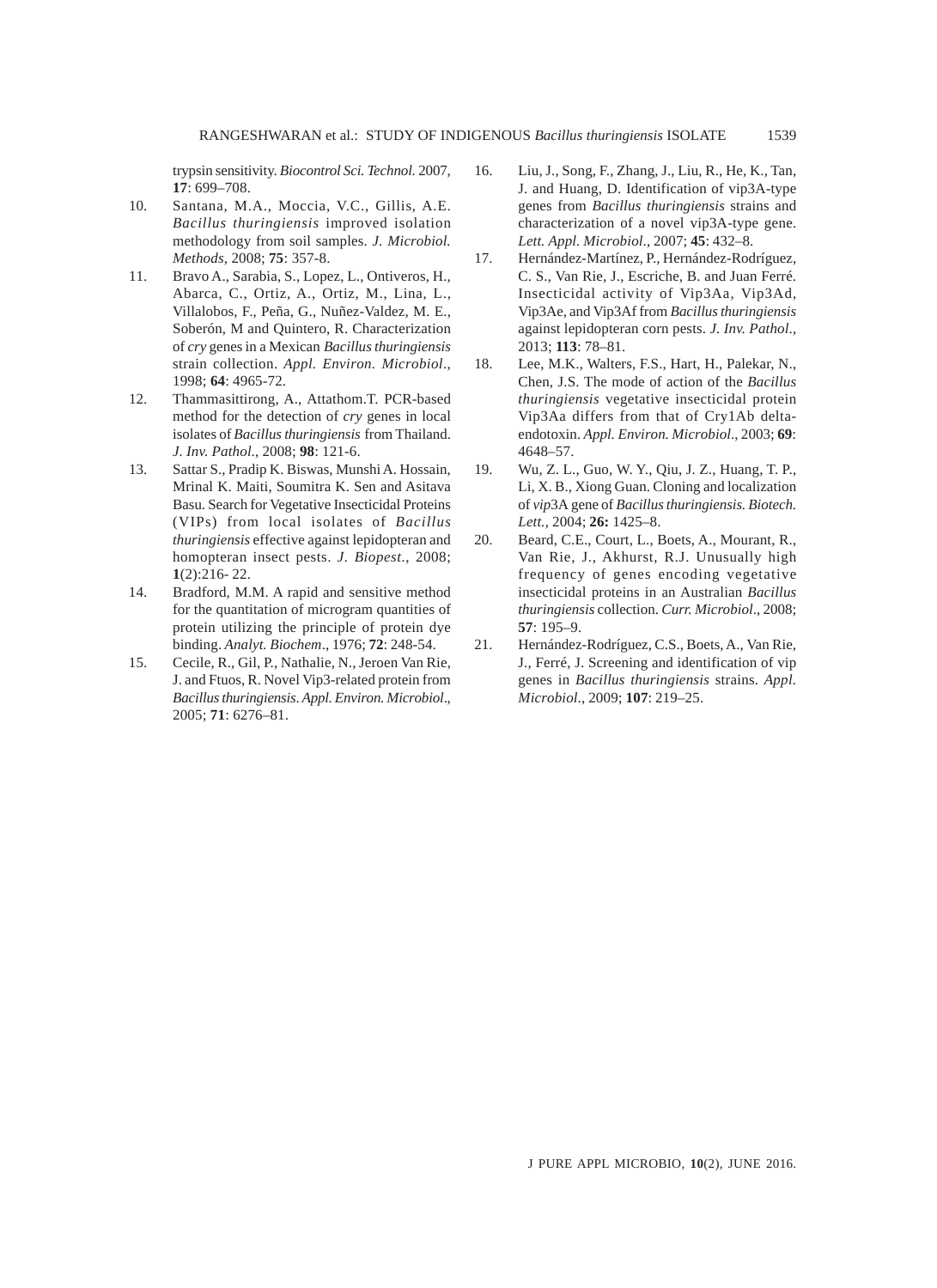trypsin sensitivity. *Biocontrol Sci. Technol.* 2007, **17**: 699–708.

10. Santana, M.A., Moccia, V.C., Gillis, A.E. *Bacillus thuringiensis* improved isolation methodology from soil samples. *J. Microbiol. Methods*, 2008; **75**: 357-8.
11. Bravo A., Sarabia, S., Lopez, L., Ontiveros, H., Abarca, C., Ortiz, A., Ortiz, M., Lina, L., Villalobos, F., Peña, G., Nuñez-Valdez, M. E., Soberón, M and Quintero, R. Characterization of *cry* genes in a Mexican *Bacillus thuringiensis* strain collection. *Appl. Environ. Microbiol*., 1998; **64**: 4965-72.
12. Thammasittirong, A., Attathom.T. PCR-based method for the detection of *cry* genes in local isolates of *Bacillus thuringiensis* from Thailand. *J. Inv. Pathol.*, 2008; **98**: 121-6.
13. Sattar S., Pradip K. Biswas, Munshi A. Hossain, Mrinal K. Maiti, Soumitra K. Sen and Asitava Basu. Search for Vegetative Insecticidal Proteins (VIPs) from local isolates of *Bacillus thuringiensis* effective against lepidopteran and homopteran insect pests. *J. Biopest.*, 2008; **1**(2):216- 22.
14. Bradford, M.M. A rapid and sensitive method for the quantitation of microgram quantities of protein utilizing the principle of protein dye binding. *Analyt. Biochem*., 1976; **72**: 248-54.
15. Cecile, R., Gil, P., Nathalie, N., Jeroen Van Rie, J. and Ftuos, R. Novel Vip3-related protein from *Bacillus thuringiensis*. *Appl. Environ. Microbiol*., 2005; **71**: 6276–81.
16. Liu, J., Song, F., Zhang, J., Liu, R., He, K., Tan, J. and Huang, D. Identification of vip3A-type genes from *Bacillus thuringiensis* strains and characterization of a novel vip3A-type gene. *Lett. Appl. Microbiol*., 2007; **45**: 432–8.
17. Hernández-Martínez, P., Hernández-Rodríguez, C. S., Van Rie, J., Escriche, B. and Juan Ferré. Insecticidal activity of Vip3Aa, Vip3Ad, Vip3Ae, and Vip3Af from *Bacillus thuringiensis* against lepidopteran corn pests. *J. Inv. Pathol*., 2013; **113**: 78–81.
18. Lee, M.K., Walters, F.S., Hart, H., Palekar, N., Chen, J.S. The mode of action of the *Bacillus thuringiensis* vegetative insecticidal protein Vip3Aa differs from that of Cry1Ab delta-endotoxin. *Appl. Environ. Microbiol*., 2003; **69**: 4648–57.
19. Wu, Z. L., Guo, W. Y., Qiu, J. Z., Huang, T. P., Li, X. B., Xiong Guan. Cloning and localization of *vip*3A gene of *Bacillus thuringiensis. Biotech. Lett.*, 2004; **26:** 1425–8.
20. Beard, C.E., Court, L., Boets, A., Mourant, R., Van Rie, J., Akhurst, R.J. Unusually high frequency of genes encoding vegetative insecticidal proteins in an Australian *Bacillus thuringiensis* collection. *Curr. Microbiol*., 2008; **57**: 195–9.
21. Hernández-Rodríguez, C.S., Boets, A., Van Rie, J., Ferré, J. Screening and identification of vip genes in *Bacillus thuringiensis* strains. *Appl. Microbiol*., 2009; **107**: 219–25.